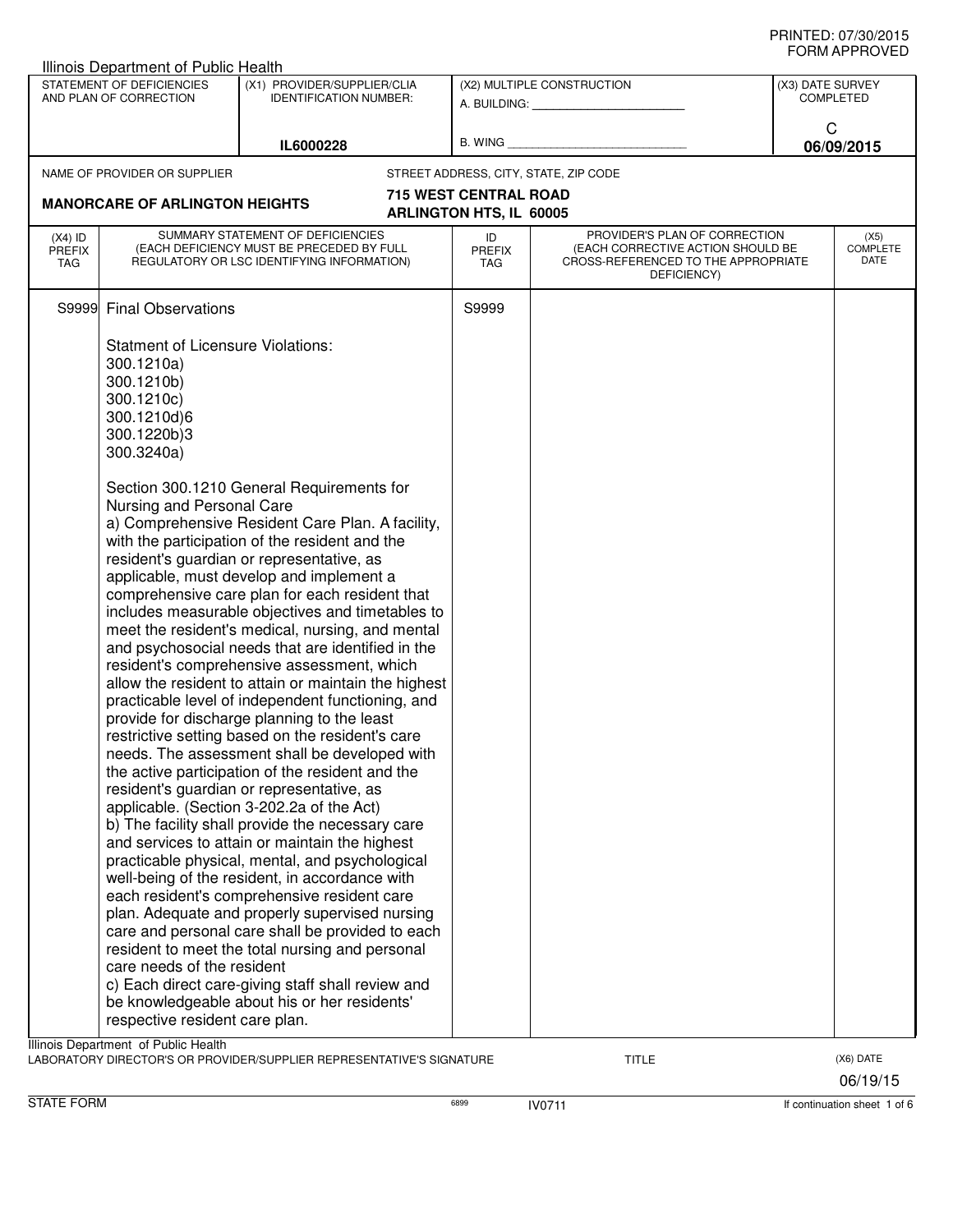Illinois Department of Public Health

| STATEMENT OF DEFICIENCIES AND PLAN OF CORRECTION | (X1) PROVIDER/SUPPLIER/CLIA IDENTIFICATION NUMBER: | (X2) MULTIPLE CONSTRUCTION | (X3) DATE SURVEY COMPLETED |
|---|---|---|---|
| | IL6000228 | A. BUILDING: ______ B. WING ______ | C 06/09/2015 |

| NAME OF PROVIDER OR SUPPLIER | STREET ADDRESS, CITY, STATE, ZIP CODE |
|---|---|
| **MANORCARE OF ARLINGTON HEIGHTS** | **715 WEST CENTRAL ROAD ARLINGTON HTS, IL 60005** |

| (X4) ID PREFIX TAG | SUMMARY STATEMENT OF DEFICIENCIES (EACH DEFICIENCY MUST BE PRECEDED BY FULL REGULATORY OR LSC IDENTIFYING INFORMATION) | ID PREFIX TAG | PROVIDER'S PLAN OF CORRECTION (EACH CORRECTIVE ACTION SHOULD BE CROSS-REFERENCED TO THE APPROPRIATE DEFICIENCY) | (X5) COMPLETE DATE |
|---|---|---|---|---|
| S9999 | Final Observations | S9999 | | |

Statment of Licensure Violations:
300.1210a)
300.1210b)
300.1210c)
300.1210d)6
300.1220b)3
300.3240a)

Section 300.1210 General Requirements for Nursing and Personal Care

a) Comprehensive Resident Care Plan. A facility, with the participation of the resident and the resident's guardian or representative, as applicable, must develop and implement a comprehensive care plan for each resident that includes measurable objectives and timetables to meet the resident's medical, nursing, and mental and psychosocial needs that are identified in the resident's comprehensive assessment, which allow the resident to attain or maintain the highest practicable level of independent functioning, and provide for discharge planning to the least restrictive setting based on the resident's care needs. The assessment shall be developed with the active participation of the resident and the resident's guardian or representative, as applicable. (Section 3-202.2a of the Act)

b) The facility shall provide the necessary care and services to attain or maintain the highest practicable physical, mental, and psychological well-being of the resident, in accordance with each resident's comprehensive resident care plan. Adequate and properly supervised nursing care and personal care shall be provided to each resident to meet the total nursing and personal care needs of the resident

c) Each direct care-giving staff shall review and be knowledgeable about his or her residents' respective resident care plan.

Illinois Department of Public Health

LABORATORY DIRECTOR'S OR PROVIDER/SUPPLIER REPRESENTATIVE'S SIGNATURE | TITLE | (X6) DATE 06/19/15

STATE FORM 6899 IV0711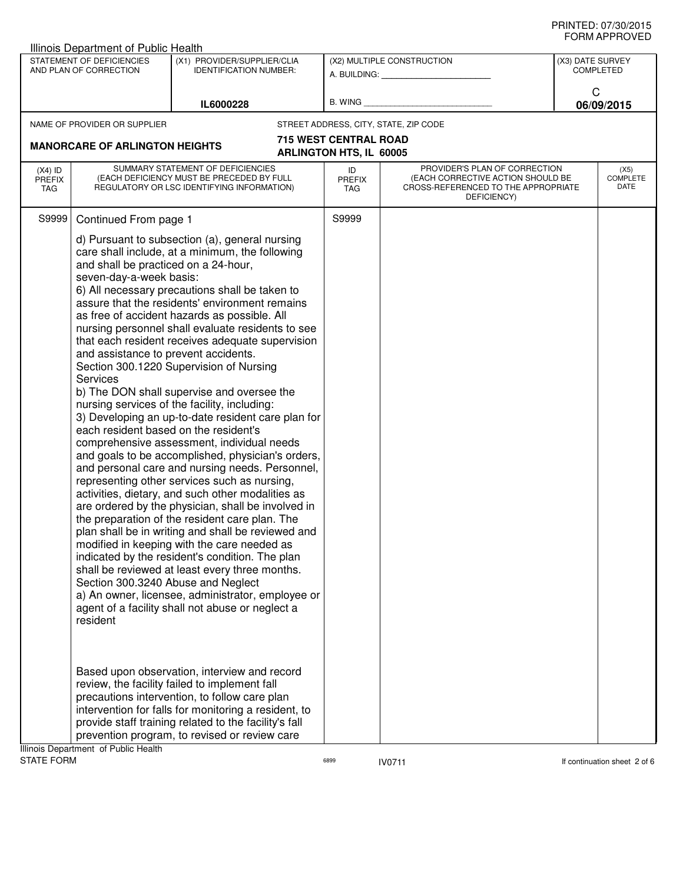PRINTED: 07/30/2015
FORM APPROVED

Illinois Department of Public Health

| STATEMENT OF DEFICIENCIES AND PLAN OF CORRECTION | (X1) PROVIDER/SUPPLIER/CLIA IDENTIFICATION NUMBER: | (X2) MULTIPLE CONSTRUCTION | (X3) DATE SURVEY COMPLETED |
|---|---|---|---|
| | IL6000228 | A. BUILDING: ______ B. WING ______ | C 06/09/2015 |

NAME OF PROVIDER OR SUPPLIER: **MANORCARE OF ARLINGTON HEIGHTS**

STREET ADDRESS, CITY, STATE, ZIP CODE: **715 WEST CENTRAL ROAD, ARLINGTON HTS, IL 60005**

| (X4) ID PREFIX TAG | SUMMARY STATEMENT OF DEFICIENCIES (EACH DEFICIENCY MUST BE PRECEDED BY FULL REGULATORY OR LSC IDENTIFYING INFORMATION) | ID PREFIX TAG | PROVIDER'S PLAN OF CORRECTION (EACH CORRECTIVE ACTION SHOULD BE CROSS-REFERENCED TO THE APPROPRIATE DEFICIENCY) | (X5) COMPLETE DATE |
|---|---|---|---|---|
| S9999 | Continued From page 1 | S9999 | | |

d) Pursuant to subsection (a), general nursing care shall include, at a minimum, the following and shall be practiced on a 24-hour, seven-day-a-week basis:
6) All necessary precautions shall be taken to assure that the residents' environment remains as free of accident hazards as possible. All nursing personnel shall evaluate residents to see that each resident receives adequate supervision and assistance to prevent accidents.
Section 300.1220 Supervision of Nursing Services
b) The DON shall supervise and oversee the nursing services of the facility, including:
3) Developing an up-to-date resident care plan for each resident based on the resident's comprehensive assessment, individual needs and goals to be accomplished, physician's orders, and personal care and nursing needs. Personnel, representing other services such as nursing, activities, dietary, and such other modalities as are ordered by the physician, shall be involved in the preparation of the resident care plan. The plan shall be in writing and shall be reviewed and modified in keeping with the care needed as indicated by the resident's condition. The plan shall be reviewed at least every three months.
Section 300.3240 Abuse and Neglect
a) An owner, licensee, administrator, employee or agent of a facility shall not abuse or neglect a resident

Based upon observation, interview and record review, the facility failed to implement fall precautions intervention, to follow care plan intervention for falls for monitoring a resident, to provide staff training related to the facility's fall prevention program, to revised or review care

Illinois Department of Public Health
STATE FORM 6899 IV0711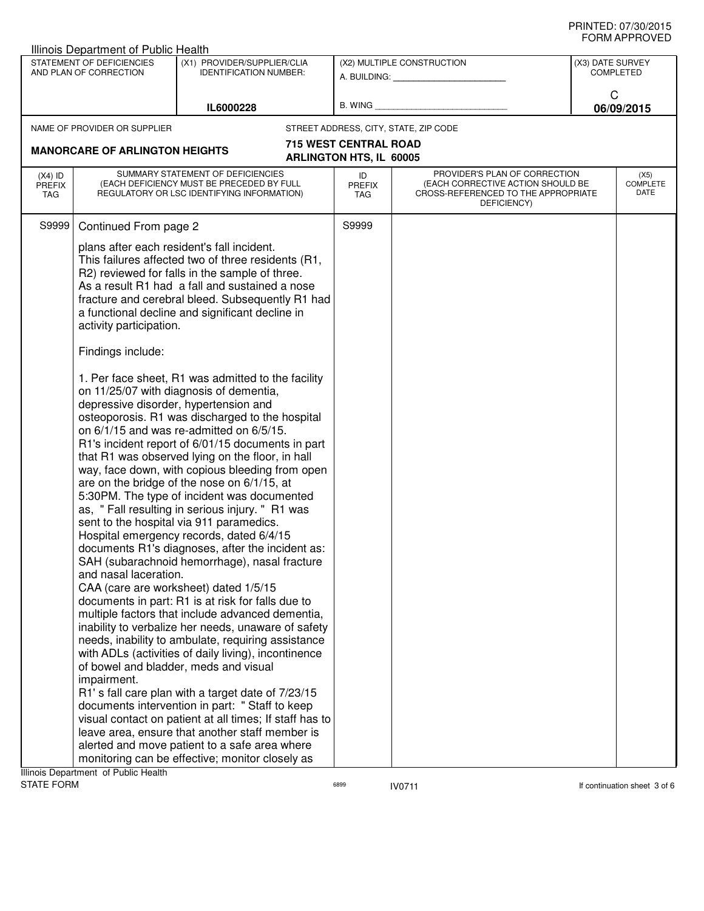PRINTED: 07/30/2015
FORM APPROVED

Illinois Department of Public Health

| STATEMENT OF DEFICIENCIES AND PLAN OF CORRECTION | (X1) PROVIDER/SUPPLIER/CLIA IDENTIFICATION NUMBER: | (X2) MULTIPLE CONSTRUCTION | (X3) DATE SURVEY COMPLETED |
|---|---|---|---|
| | IL6000228 | A. BUILDING: ______ B. WING ______ | C 06/09/2015 |

NAME OF PROVIDER OR SUPPLIER: **MANORCARE OF ARLINGTON HEIGHTS**

STREET ADDRESS, CITY, STATE, ZIP CODE: **715 WEST CENTRAL ROAD ARLINGTON HTS, IL 60005**

| (X4) ID PREFIX TAG | SUMMARY STATEMENT OF DEFICIENCIES (EACH DEFICIENCY MUST BE PRECEDED BY FULL REGULATORY OR LSC IDENTIFYING INFORMATION) | ID PREFIX TAG | PROVIDER'S PLAN OF CORRECTION (EACH CORRECTIVE ACTION SHOULD BE CROSS-REFERENCED TO THE APPROPRIATE DEFICIENCY) | (X5) COMPLETE DATE |
|---|---|---|---|---|
| S9999 | Continued From page 2 | S9999 | | |

plans after each resident's fall incident.
This failures affected two of three residents (R1, R2) reviewed for falls in the sample of three.
As a result R1 had a fall and sustained a nose fracture and cerebral bleed. Subsequently R1 had a functional decline and significant decline in activity participation.

Findings include:

1. Per face sheet, R1 was admitted to the facility on 11/25/07 with diagnosis of dementia, depressive disorder, hypertension and osteoporosis. R1 was discharged to the hospital on 6/1/15 and was re-admitted on 6/5/15.
R1's incident report of 6/01/15 documents in part that R1 was observed lying on the floor, in hall way, face down, with copious bleeding from open are on the bridge of the nose on 6/1/15, at 5:30PM. The type of incident was documented as, " Fall resulting in serious injury. " R1 was sent to the hospital via 911 paramedics.
Hospital emergency records, dated 6/4/15 documents R1's diagnoses, after the incident as: SAH (subarachnoid hemorrhage), nasal fracture and nasal laceration.
CAA (care are worksheet) dated 1/5/15 documents in part: R1 is at risk for falls due to multiple factors that include advanced dementia, inability to verbalize her needs, unaware of safety needs, inability to ambulate, requiring assistance with ADLs (activities of daily living), incontinence of bowel and bladder, meds and visual impairment.
R1' s fall care plan with a target date of 7/23/15 documents intervention in part: " Staff to keep visual contact on patient at all times; If staff has to leave area, ensure that another staff member is alerted and move patient to a safe area where monitoring can be effective; monitor closely as

Illinois Department of Public Health
STATE FORM 6899 IV0711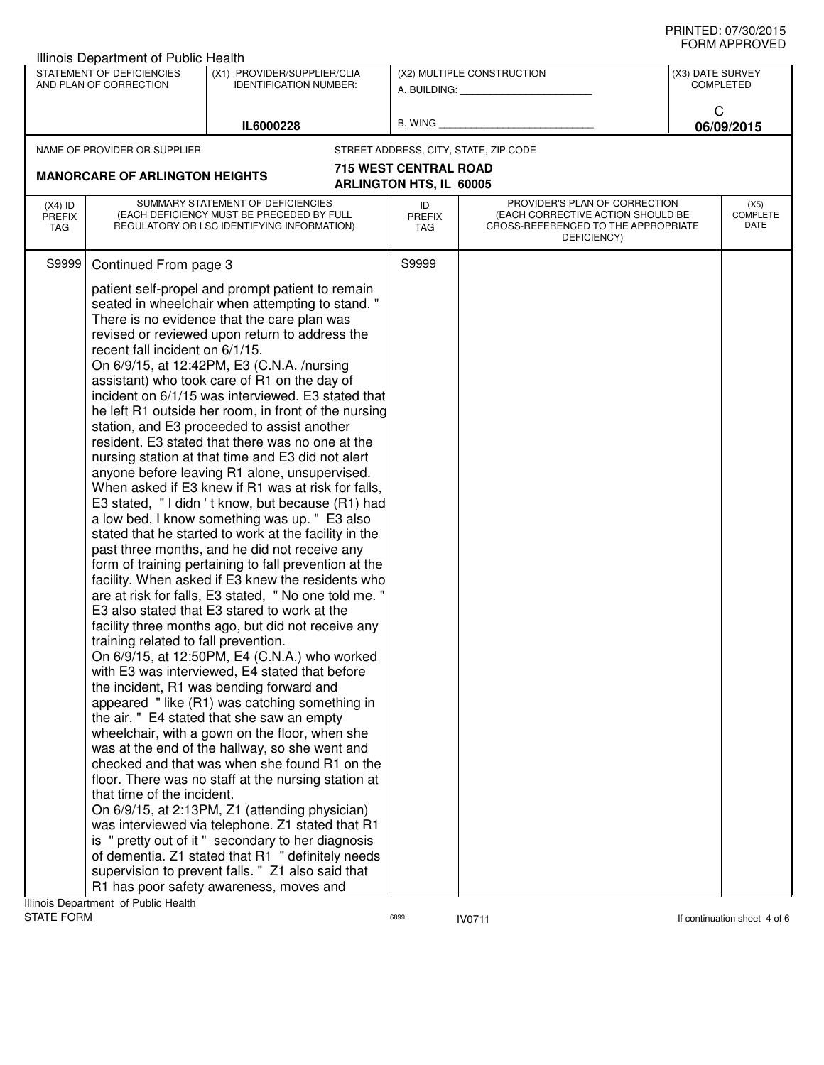PRINTED: 07/30/2015
FORM APPROVED

Illinois Department of Public Health

| STATEMENT OF DEFICIENCIES AND PLAN OF CORRECTION | (X1) PROVIDER/SUPPLIER/CLIA IDENTIFICATION NUMBER: | (X2) MULTIPLE CONSTRUCTION | (X3) DATE SURVEY COMPLETED |
|---|---|---|---|
| | IL6000228 | A. BUILDING: ______ B. WING ______ | C 06/09/2015 |

| NAME OF PROVIDER OR SUPPLIER | STREET ADDRESS, CITY, STATE, ZIP CODE |
|---|---|
| MANORCARE OF ARLINGTON HEIGHTS | 715 WEST CENTRAL ROAD ARLINGTON HTS, IL 60005 |

| (X4) ID PREFIX TAG | SUMMARY STATEMENT OF DEFICIENCIES (EACH DEFICIENCY MUST BE PRECEDED BY FULL REGULATORY OR LSC IDENTIFYING INFORMATION) | ID PREFIX TAG | PROVIDER'S PLAN OF CORRECTION (EACH CORRECTIVE ACTION SHOULD BE CROSS-REFERENCED TO THE APPROPRIATE DEFICIENCY) | (X5) COMPLETE DATE |
|---|---|---|---|---|
| S9999 | Continued From page 3 | S9999 | | |

patient self-propel and prompt patient to remain seated in wheelchair when attempting to stand. " There is no evidence that the care plan was revised or reviewed upon return to address the recent fall incident on 6/1/15.

On 6/9/15, at 12:42PM, E3 (C.N.A. /nursing assistant) who took care of R1 on the day of incident on 6/1/15 was interviewed. E3 stated that he left R1 outside her room, in front of the nursing station, and E3 proceeded to assist another resident. E3 stated that there was no one at the nursing station at that time and E3 did not alert anyone before leaving R1 alone, unsupervised. When asked if E3 knew if R1 was at risk for falls, E3 stated, " I didn ' t know, but because (R1) had a low bed, I know something was up. " E3 also stated that he started to work at the facility in the past three months, and he did not receive any form of training pertaining to fall prevention at the facility. When asked if E3 knew the residents who are at risk for falls, E3 stated, " No one told me. " E3 also stated that E3 stared to work at the facility three months ago, but did not receive any training related to fall prevention.

On 6/9/15, at 12:50PM, E4 (C.N.A.) who worked with E3 was interviewed, E4 stated that before the incident, R1 was bending forward and appeared " like (R1) was catching something in the air. " E4 stated that she saw an empty wheelchair, with a gown on the floor, when she was at the end of the hallway, so she went and checked and that was when she found R1 on the floor. There was no staff at the nursing station at that time of the incident.

On 6/9/15, at 2:13PM, Z1 (attending physician) was interviewed via telephone. Z1 stated that R1 is " pretty out of it " secondary to her diagnosis of dementia. Z1 stated that R1 " definitely needs supervision to prevent falls. " Z1 also said that R1 has poor safety awareness, moves and

Illinois Department of Public Health
STATE FORM 6899 IV0711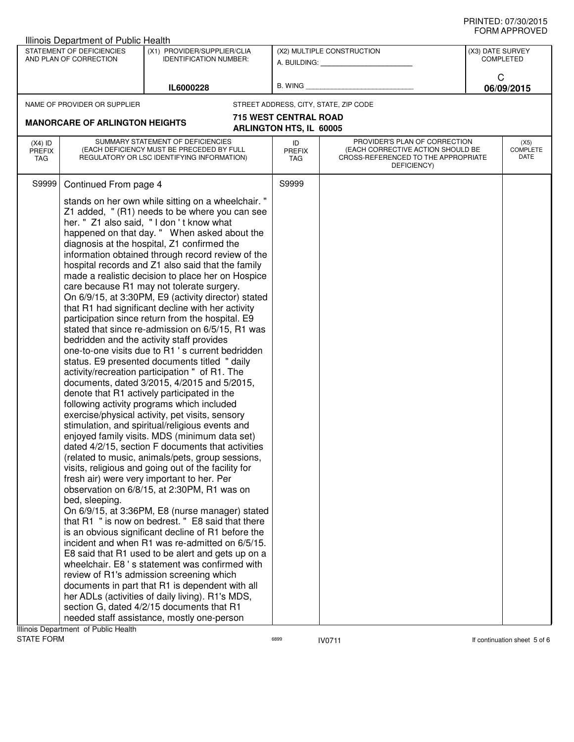PRINTED: 07/30/2015
FORM APPROVED

Illinois Department of Public Health

| STATEMENT OF DEFICIENCIES AND PLAN OF CORRECTION | (X1) PROVIDER/SUPPLIER/CLIA IDENTIFICATION NUMBER: | (X2) MULTIPLE CONSTRUCTION | (X3) DATE SURVEY COMPLETED |
|---|---|---|---|
| | IL6000228 | A. BUILDING: ______ B. WING ______ | C 06/09/2015 |

NAME OF PROVIDER OR SUPPLIER: **MANORCARE OF ARLINGTON HEIGHTS**

STREET ADDRESS, CITY, STATE, ZIP CODE: **715 WEST CENTRAL ROAD ARLINGTON HTS, IL 60005**

| (X4) ID PREFIX TAG | SUMMARY STATEMENT OF DEFICIENCIES (EACH DEFICIENCY MUST BE PRECEDED BY FULL REGULATORY OR LSC IDENTIFYING INFORMATION) | ID PREFIX TAG | PROVIDER'S PLAN OF CORRECTION (EACH CORRECTIVE ACTION SHOULD BE CROSS-REFERENCED TO THE APPROPRIATE DEFICIENCY) | (X5) COMPLETE DATE |
|---|---|---|---|---|
| S9999 | Continued From page 4<br><br>stands on her own while sitting on a wheelchair. " Z1 added, " (R1) needs to be where you can see her. " Z1 also said, " I don ' t know what happened on that day. " When asked about the diagnosis at the hospital, Z1 confirmed the information obtained through record review of the hospital records and Z1 also said that the family made a realistic decision to place her on Hospice care because R1 may not tolerate surgery.<br>On 6/9/15, at 3:30PM, E9 (activity director) stated that R1 had significant decline with her activity participation since return from the hospital. E9 stated that since re-admission on 6/5/15, R1 was bedridden and the activity staff provides one-to-one visits due to R1 ' s current bedridden status. E9 presented documents titled " daily activity/recreation participation " of R1. The documents, dated 3/2015, 4/2015 and 5/2015, denote that R1 actively participated in the following activity programs which included exercise/physical activity, pet visits, sensory stimulation, and spiritual/religious events and enjoyed family visits. MDS (minimum data set) dated 4/2/15, section F documents that activities (related to music, animals/pets, group sessions, visits, religious and going out of the facility for fresh air) were very important to her. Per observation on 6/8/15, at 2:30PM, R1 was on bed, sleeping.<br>On 6/9/15, at 3:36PM, E8 (nurse manager) stated that R1 " is now on bedrest. " E8 said that there is an obvious significant decline of R1 before the incident and when R1 was re-admitted on 6/5/15. E8 said that R1 used to be alert and gets up on a wheelchair. E8 ' s statement was confirmed with review of R1's admission screening which documents in part that R1 is dependent with all her ADLs (activities of daily living). R1's MDS, section G, dated 4/2/15 documents that R1 needed staff assistance, mostly one-person | S9999 | | |

Illinois Department of Public Health
STATE FORM 6899 IV0711 If continuation sheet 5 of 6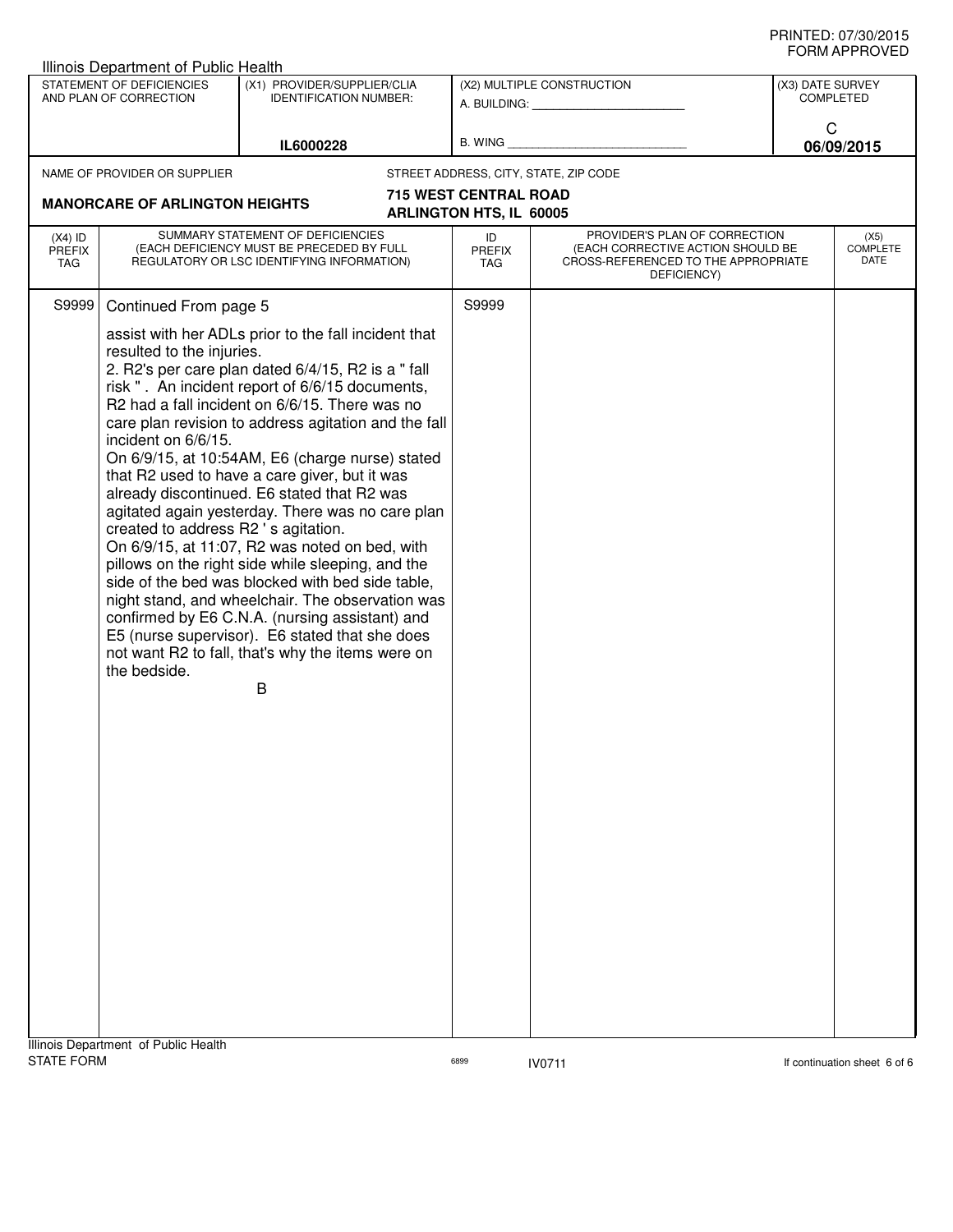Illinois Department of Public Health

PRINTED: 07/30/2015
FORM APPROVED

| STATEMENT OF DEFICIENCIES AND PLAN OF CORRECTION | (X1) PROVIDER/SUPPLIER/CLIA IDENTIFICATION NUMBER: | (X2) MULTIPLE CONSTRUCTION | (X3) DATE SURVEY COMPLETED |
|---|---|---|---|
| | IL6000228 | A. BUILDING: ______ B. WING ______ | C 06/09/2015 |

| NAME OF PROVIDER OR SUPPLIER | STREET ADDRESS, CITY, STATE, ZIP CODE |
|---|---|
| **MANORCARE OF ARLINGTON HEIGHTS** | **715 WEST CENTRAL ROAD ARLINGTON HTS, IL 60005** |

| (X4) ID PREFIX TAG | SUMMARY STATEMENT OF DEFICIENCIES (EACH DEFICIENCY MUST BE PRECEDED BY FULL REGULATORY OR LSC IDENTIFYING INFORMATION) | ID PREFIX TAG | PROVIDER'S PLAN OF CORRECTION (EACH CORRECTIVE ACTION SHOULD BE CROSS-REFERENCED TO THE APPROPRIATE DEFICIENCY) | (X5) COMPLETE DATE |
|---|---|---|---|---|
| S9999 | Continued From page 5<br><br>assist with her ADLs prior to the fall incident that resulted to the injuries.<br>2. R2's per care plan dated 6/4/15, R2 is a " fall risk " . An incident report of 6/6/15 documents, R2 had a fall incident on 6/6/15. There was no care plan revision to address agitation and the fall incident on 6/6/15.<br>On 6/9/15, at 10:54AM, E6 (charge nurse) stated that R2 used to have a care giver, but it was already discontinued. E6 stated that R2 was agitated again yesterday. There was no care plan created to address R2 ' s agitation.<br>On 6/9/15, at 11:07, R2 was noted on bed, with pillows on the right side while sleeping, and the side of the bed was blocked with bed side table, night stand, and wheelchair. The observation was confirmed by E6 C.N.A. (nursing assistant) and E5 (nurse supervisor). E6 stated that she does not want R2 to fall, that's why the items were on the bedside.<br><br>B | S9999 | | |

Illinois Department of Public Health
STATE FORM 6899 IV0711 If continuation sheet 6 of 6